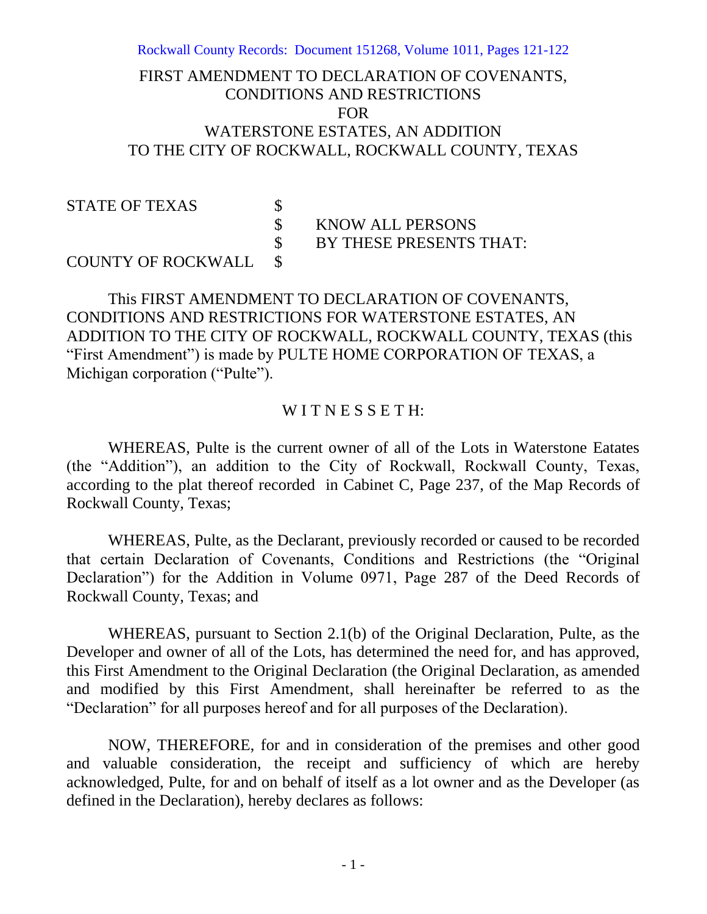Rockwall County Records: Document 151268, Volume 1011, Pages 121-122

# FIRST AMENDMENT TO DECLARATION OF COVENANTS, CONDITIONS AND RESTRICTIONS FOR WATERSTONE ESTATES, AN ADDITION TO THE CITY OF ROCKWALL, ROCKWALL COUNTY, TEXAS

| | | |
|---|---|---|
| STATE OF TEXAS | $ | |
| | $ | KNOW ALL PERSONS |
| | $ | BY THESE PRESENTS THAT: |
| COUNTY OF ROCKWALL | $ | |

This FIRST AMENDMENT TO DECLARATION OF COVENANTS, CONDITIONS AND RESTRICTIONS FOR WATERSTONE ESTATES, AN ADDITION TO THE CITY OF ROCKWALL, ROCKWALL COUNTY, TEXAS (this "First Amendment") is made by PULTE HOME CORPORATION OF TEXAS, a Michigan corporation ("Pulte").

W I T N E S S E T H:

WHEREAS, Pulte is the current owner of all of the Lots in Waterstone Eatates (the "Addition"), an addition to the City of Rockwall, Rockwall County, Texas, according to the plat thereof recorded in Cabinet C, Page 237, of the Map Records of Rockwall County, Texas;

WHEREAS, Pulte, as the Declarant, previously recorded or caused to be recorded that certain Declaration of Covenants, Conditions and Restrictions (the "Original Declaration") for the Addition in Volume 0971, Page 287 of the Deed Records of Rockwall County, Texas; and

WHEREAS, pursuant to Section 2.1(b) of the Original Declaration, Pulte, as the Developer and owner of all of the Lots, has determined the need for, and has approved, this First Amendment to the Original Declaration (the Original Declaration, as amended and modified by this First Amendment, shall hereinafter be referred to as the "Declaration" for all purposes hereof and for all purposes of the Declaration).

NOW, THEREFORE, for and in consideration of the premises and other good and valuable consideration, the receipt and sufficiency of which are hereby acknowledged, Pulte, for and on behalf of itself as a lot owner and as the Developer (as defined in the Declaration), hereby declares as follows: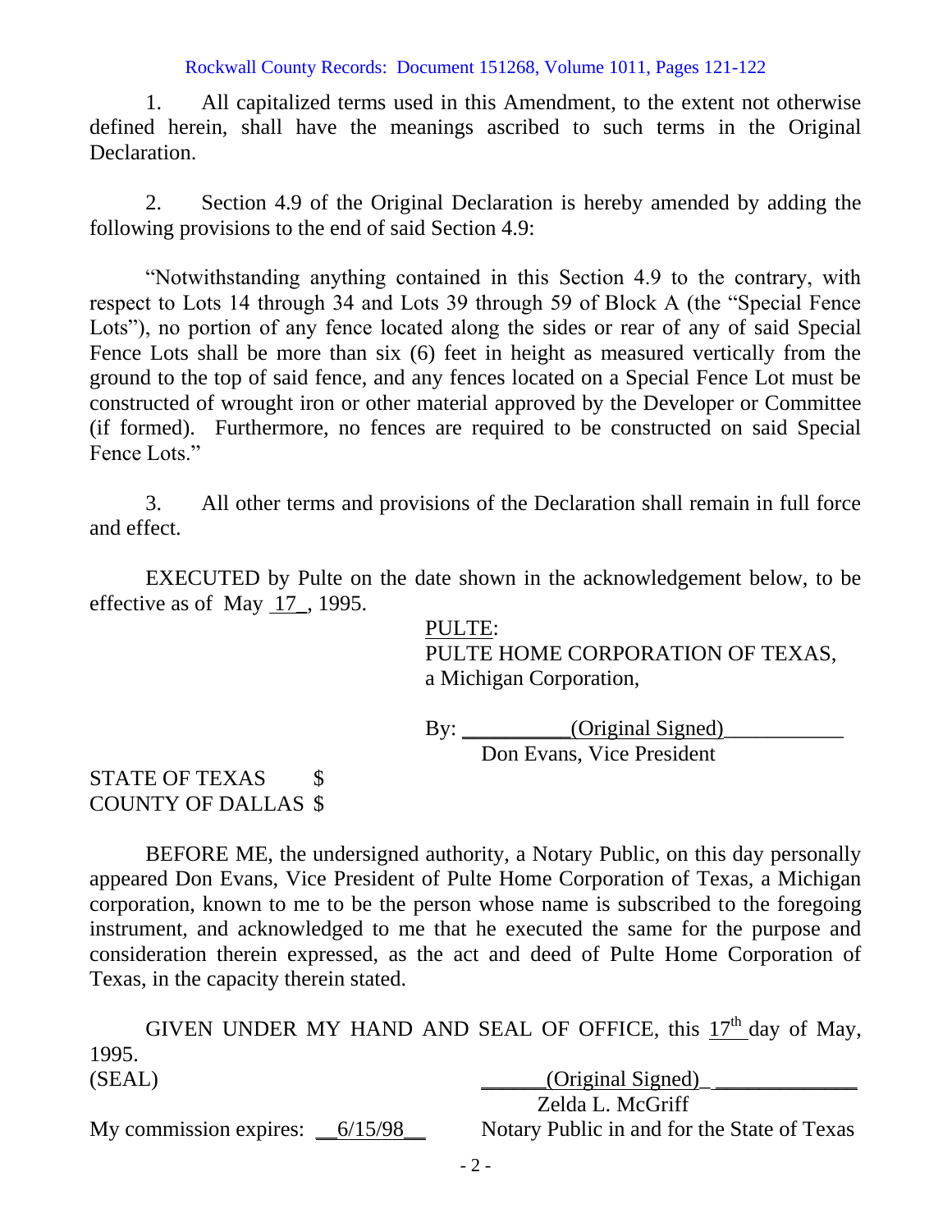Rockwall County Records: Document 151268, Volume 1011, Pages 121-122

1. All capitalized terms used in this Amendment, to the extent not otherwise defined herein, shall have the meanings ascribed to such terms in the Original Declaration.

2. Section 4.9 of the Original Declaration is hereby amended by adding the following provisions to the end of said Section 4.9:

"Notwithstanding anything contained in this Section 4.9 to the contrary, with respect to Lots 14 through 34 and Lots 39 through 59 of Block A (the "Special Fence Lots"), no portion of any fence located along the sides or rear of any of said Special Fence Lots shall be more than six (6) feet in height as measured vertically from the ground to the top of said fence, and any fences located on a Special Fence Lot must be constructed of wrought iron or other material approved by the Developer or Committee (if formed). Furthermore, no fences are required to be constructed on said Special Fence Lots."

3. All other terms and provisions of the Declaration shall remain in full force and effect.

EXECUTED by Pulte on the date shown in the acknowledgement below, to be effective as of May 17, 1995.

PULTE:
PULTE HOME CORPORATION OF TEXAS,
a Michigan Corporation,

By: __________(Original Signed)___________
Don Evans, Vice President

STATE OF TEXAS $
COUNTY OF DALLAS $

BEFORE ME, the undersigned authority, a Notary Public, on this day personally appeared Don Evans, Vice President of Pulte Home Corporation of Texas, a Michigan corporation, known to me to be the person whose name is subscribed to the foregoing instrument, and acknowledged to me that he executed the same for the purpose and consideration therein expressed, as the act and deed of Pulte Home Corporation of Texas, in the capacity therein stated.

GIVEN UNDER MY HAND AND SEAL OF OFFICE, this 17th day of May, 1995.

(SEAL)

______(Original Signed)_ _____________
Zelda L. McGriff
Notary Public in and for the State of Texas

My commission expires: __6/15/98__